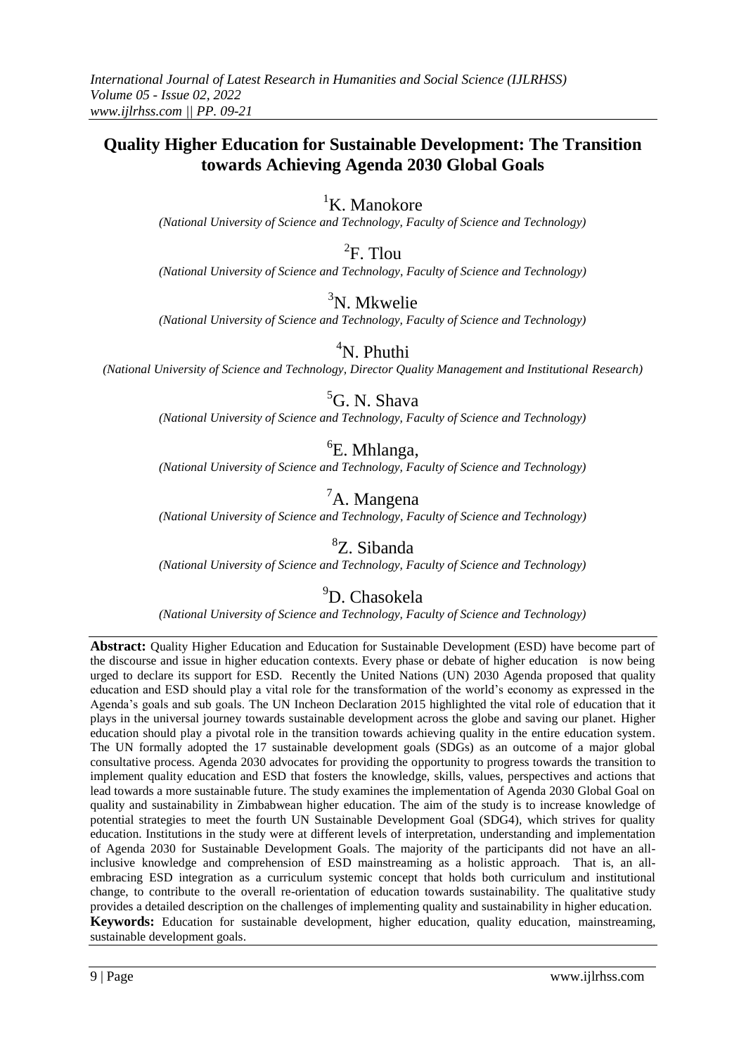# Quality Higher Education for Sustainable Development: The Transition towards Achieving Agenda 2030 Global Goals

[1]K. Manokore
*(National University of Science and Technology, Faculty of Science and Technology)*

[2]F. Tlou
*(National University of Science and Technology, Faculty of Science and Technology)*

[3]N. Mkwelie
*(National University of Science and Technology, Faculty of Science and Technology)*

[4]N. Phuthi
*(National University of Science and Technology, Director Quality Management and Institutional Research)*

[5]G. N. Shava
*(National University of Science and Technology, Faculty of Science and Technology)*

[6]E. Mhlanga,
*(National University of Science and Technology, Faculty of Science and Technology)*

[7]A. Mangena
*(National University of Science and Technology, Faculty of Science and Technology)*

[8]Z. Sibanda
*(National University of Science and Technology, Faculty of Science and Technology)*

[9]D. Chasokela
*(National University of Science and Technology, Faculty of Science and Technology)*

**Abstract:** Quality Higher Education and Education for Sustainable Development (ESD) have become part of the discourse and issue in higher education contexts. Every phase or debate of higher education is now being urged to declare its support for ESD. Recently the United Nations (UN) 2030 Agenda proposed that quality education and ESD should play a vital role for the transformation of the world's economy as expressed in the Agenda's goals and sub goals. The UN Incheon Declaration 2015 highlighted the vital role of education that it plays in the universal journey towards sustainable development across the globe and saving our planet. Higher education should play a pivotal role in the transition towards achieving quality in the entire education system. The UN formally adopted the 17 sustainable development goals (SDGs) as an outcome of a major global consultative process. Agenda 2030 advocates for providing the opportunity to progress towards the transition to implement quality education and ESD that fosters the knowledge, skills, values, perspectives and actions that lead towards a more sustainable future. The study examines the implementation of Agenda 2030 Global Goal on quality and sustainability in Zimbabwean higher education. The aim of the study is to increase knowledge of potential strategies to meet the fourth UN Sustainable Development Goal (SDG4), which strives for quality education. Institutions in the study were at different levels of interpretation, understanding and implementation of Agenda 2030 for Sustainable Development Goals. The majority of the participants did not have an all-inclusive knowledge and comprehension of ESD mainstreaming as a holistic approach. That is, an all-embracing ESD integration as a curriculum systemic concept that holds both curriculum and institutional change, to contribute to the overall re-orientation of education towards sustainability. The qualitative study provides a detailed description on the challenges of implementing quality and sustainability in higher education.

**Keywords:** Education for sustainable development, higher education, quality education, mainstreaming, sustainable development goals.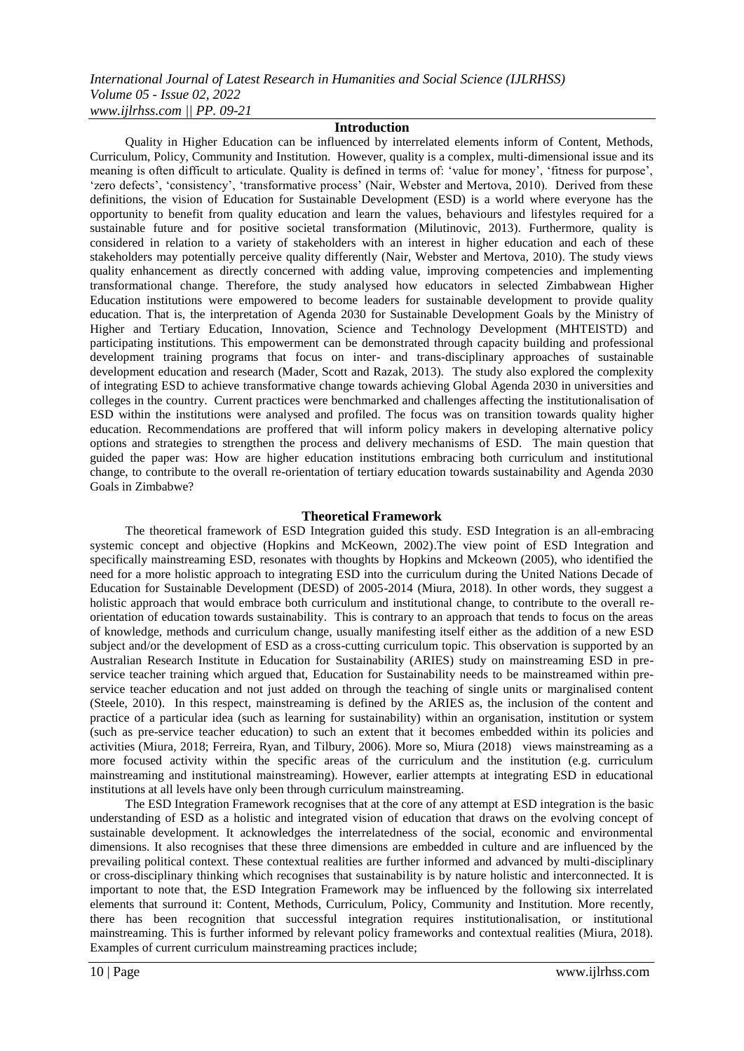## Introduction

Quality in Higher Education can be influenced by interrelated elements inform of Content, Methods, Curriculum, Policy, Community and Institution. However, quality is a complex, multi-dimensional issue and its meaning is often difficult to articulate. Quality is defined in terms of: 'value for money', 'fitness for purpose', 'zero defects', 'consistency', 'transformative process' (Nair, Webster and Mertova, 2010). Derived from these definitions, the vision of Education for Sustainable Development (ESD) is a world where everyone has the opportunity to benefit from quality education and learn the values, behaviours and lifestyles required for a sustainable future and for positive societal transformation (Milutinovic, 2013). Furthermore, quality is considered in relation to a variety of stakeholders with an interest in higher education and each of these stakeholders may potentially perceive quality differently (Nair, Webster and Mertova, 2010). The study views quality enhancement as directly concerned with adding value, improving competencies and implementing transformational change. Therefore, the study analysed how educators in selected Zimbabwean Higher Education institutions were empowered to become leaders for sustainable development to provide quality education. That is, the interpretation of Agenda 2030 for Sustainable Development Goals by the Ministry of Higher and Tertiary Education, Innovation, Science and Technology Development (MHTEISTD) and participating institutions. This empowerment can be demonstrated through capacity building and professional development training programs that focus on inter- and trans-disciplinary approaches of sustainable development education and research (Mader, Scott and Razak, 2013). The study also explored the complexity of integrating ESD to achieve transformative change towards achieving Global Agenda 2030 in universities and colleges in the country. Current practices were benchmarked and challenges affecting the institutionalisation of ESD within the institutions were analysed and profiled. The focus was on transition towards quality higher education. Recommendations are proffered that will inform policy makers in developing alternative policy options and strategies to strengthen the process and delivery mechanisms of ESD. The main question that guided the paper was: How are higher education institutions embracing both curriculum and institutional change, to contribute to the overall re-orientation of tertiary education towards sustainability and Agenda 2030 Goals in Zimbabwe?

## Theoretical Framework

The theoretical framework of ESD Integration guided this study. ESD Integration is an all-embracing systemic concept and objective (Hopkins and McKeown, 2002).The view point of ESD Integration and specifically mainstreaming ESD, resonates with thoughts by Hopkins and Mckeown (2005), who identified the need for a more holistic approach to integrating ESD into the curriculum during the United Nations Decade of Education for Sustainable Development (DESD) of 2005-2014 (Miura, 2018). In other words, they suggest a holistic approach that would embrace both curriculum and institutional change, to contribute to the overall re-orientation of education towards sustainability. This is contrary to an approach that tends to focus on the areas of knowledge, methods and curriculum change, usually manifesting itself either as the addition of a new ESD subject and/or the development of ESD as a cross-cutting curriculum topic. This observation is supported by an Australian Research Institute in Education for Sustainability (ARIES) study on mainstreaming ESD in pre-service teacher training which argued that, Education for Sustainability needs to be mainstreamed within pre-service teacher education and not just added on through the teaching of single units or marginalised content (Steele, 2010). In this respect, mainstreaming is defined by the ARIES as, the inclusion of the content and practice of a particular idea (such as learning for sustainability) within an organisation, institution or system (such as pre-service teacher education) to such an extent that it becomes embedded within its policies and activities (Miura, 2018; Ferreira, Ryan, and Tilbury, 2006). More so, Miura (2018) views mainstreaming as a more focused activity within the specific areas of the curriculum and the institution (e.g. curriculum mainstreaming and institutional mainstreaming). However, earlier attempts at integrating ESD in educational institutions at all levels have only been through curriculum mainstreaming.

The ESD Integration Framework recognises that at the core of any attempt at ESD integration is the basic understanding of ESD as a holistic and integrated vision of education that draws on the evolving concept of sustainable development. It acknowledges the interrelatedness of the social, economic and environmental dimensions. It also recognises that these three dimensions are embedded in culture and are influenced by the prevailing political context. These contextual realities are further informed and advanced by multi-disciplinary or cross-disciplinary thinking which recognises that sustainability is by nature holistic and interconnected. It is important to note that, the ESD Integration Framework may be influenced by the following six interrelated elements that surround it: Content, Methods, Curriculum, Policy, Community and Institution. More recently, there has been recognition that successful integration requires institutionalisation, or institutional mainstreaming. This is further informed by relevant policy frameworks and contextual realities (Miura, 2018). Examples of current curriculum mainstreaming practices include;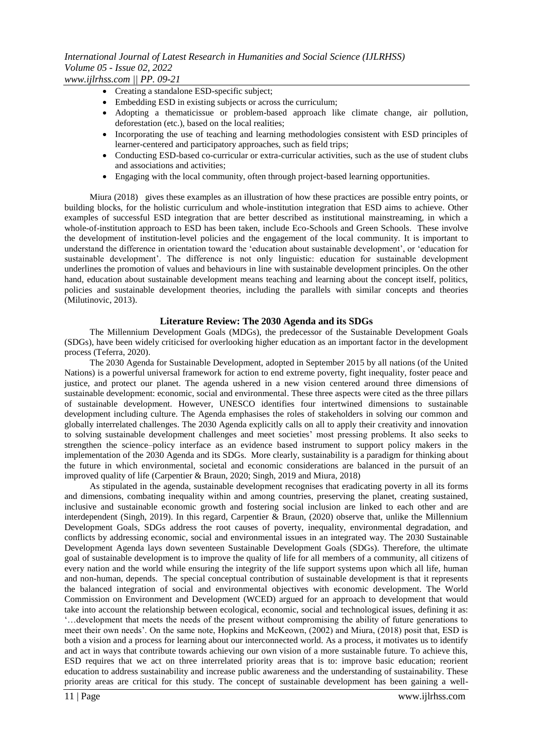- Creating a standalone ESD-specific subject;
- Embedding ESD in existing subjects or across the curriculum;
- Adopting a thematicissue or problem-based approach like climate change, air pollution, deforestation (etc.), based on the local realities;
- Incorporating the use of teaching and learning methodologies consistent with ESD principles of learner-centered and participatory approaches, such as field trips;
- Conducting ESD-based co-curricular or extra-curricular activities, such as the use of student clubs and associations and activities;
- Engaging with the local community, often through project-based learning opportunities.

Miura (2018) gives these examples as an illustration of how these practices are possible entry points, or building blocks, for the holistic curriculum and whole-institution integration that ESD aims to achieve. Other examples of successful ESD integration that are better described as institutional mainstreaming, in which a whole-of-institution approach to ESD has been taken, include Eco-Schools and Green Schools. These involve the development of institution-level policies and the engagement of the local community. It is important to understand the difference in orientation toward the 'education about sustainable development', or 'education for sustainable development'. The difference is not only linguistic: education for sustainable development underlines the promotion of values and behaviours in line with sustainable development principles. On the other hand, education about sustainable development means teaching and learning about the concept itself, politics, policies and sustainable development theories, including the parallels with similar concepts and theories (Milutinovic, 2013).

## Literature Review: The 2030 Agenda and its SDGs

The Millennium Development Goals (MDGs), the predecessor of the Sustainable Development Goals (SDGs), have been widely criticised for overlooking higher education as an important factor in the development process (Teferra, 2020).

The 2030 Agenda for Sustainable Development, adopted in September 2015 by all nations (of the United Nations) is a powerful universal framework for action to end extreme poverty, fight inequality, foster peace and justice, and protect our planet. The agenda ushered in a new vision centered around three dimensions of sustainable development: economic, social and environmental. These three aspects were cited as the three pillars of sustainable development. However, UNESCO identifies four intertwined dimensions to sustainable development including culture. The Agenda emphasises the roles of stakeholders in solving our common and globally interrelated challenges. The 2030 Agenda explicitly calls on all to apply their creativity and innovation to solving sustainable development challenges and meet societies' most pressing problems. It also seeks to strengthen the science–policy interface as an evidence based instrument to support policy makers in the implementation of the 2030 Agenda and its SDGs. More clearly, sustainability is a paradigm for thinking about the future in which environmental, societal and economic considerations are balanced in the pursuit of an improved quality of life (Carpentier & Braun, 2020; Singh, 2019 and Miura, 2018)

As stipulated in the agenda, sustainable development recognises that eradicating poverty in all its forms and dimensions, combating inequality within and among countries, preserving the planet, creating sustained, inclusive and sustainable economic growth and fostering social inclusion are linked to each other and are interdependent (Singh, 2019). In this regard, Carpentier & Braun, (2020) observe that, unlike the Millennium Development Goals, SDGs address the root causes of poverty, inequality, environmental degradation, and conflicts by addressing economic, social and environmental issues in an integrated way. The 2030 Sustainable Development Agenda lays down seventeen Sustainable Development Goals (SDGs). Therefore, the ultimate goal of sustainable development is to improve the quality of life for all members of a community, all citizens of every nation and the world while ensuring the integrity of the life support systems upon which all life, human and non-human, depends. The special conceptual contribution of sustainable development is that it represents the balanced integration of social and environmental objectives with economic development. The World Commission on Environment and Development (WCED) argued for an approach to development that would take into account the relationship between ecological, economic, social and technological issues, defining it as: '…development that meets the needs of the present without compromising the ability of future generations to meet their own needs'. On the same note, Hopkins and McKeown, (2002) and Miura, (2018) posit that, ESD is both a vision and a process for learning about our interconnected world. As a process, it motivates us to identify and act in ways that contribute towards achieving our own vision of a more sustainable future. To achieve this, ESD requires that we act on three interrelated priority areas that is to: improve basic education; reorient education to address sustainability and increase public awareness and the understanding of sustainability. These priority areas are critical for this study. The concept of sustainable development has been gaining a well-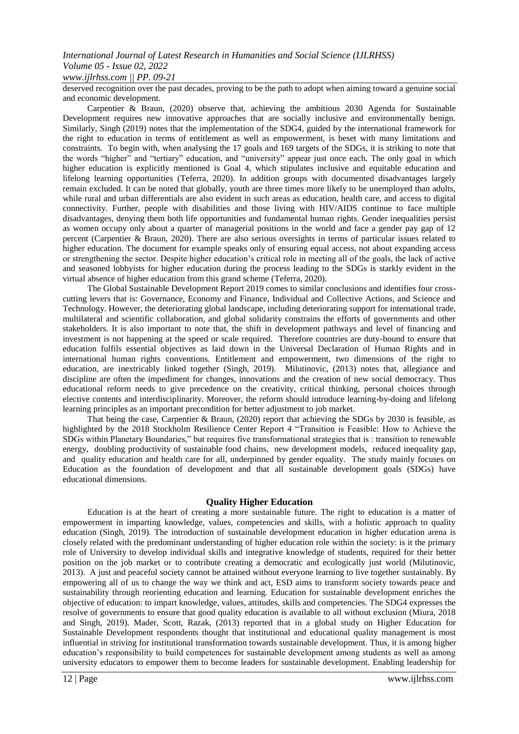deserved recognition over the past decades, proving to be the path to adopt when aiming toward a genuine social and economic development.

Carpentier & Braun, (2020) observe that, achieving the ambitious 2030 Agenda for Sustainable Development requires new innovative approaches that are socially inclusive and environmentally benign. Similarly, Singh (2019) notes that the implementation of the SDG4, guided by the international framework for the right to education in terms of entitlement as well as empowerment, is beset with many limitations and constraints. To begin with, when analysing the 17 goals and 169 targets of the SDGs, it is striking to note that the words "higher" and "tertiary" education, and "university" appear just once each. The only goal in which higher education is explicitly mentioned is Goal 4, which stipulates inclusive and equitable education and lifelong learning opportunities (Teferra, 2020). In addition groups with documented disadvantages largely remain excluded. It can be noted that globally, youth are three times more likely to be unemployed than adults, while rural and urban differentials are also evident in such areas as education, health care, and access to digital connectivity. Further, people with disabilities and those living with HIV/AIDS continue to face multiple disadvantages, denying them both life opportunities and fundamental human rights. Gender inequalities persist as women occupy only about a quarter of managerial positions in the world and face a gender pay gap of 12 percent (Carpentier & Braun, 2020). There are also serious oversights in terms of particular issues related to higher education. The document for example speaks only of ensuring equal access, not about expanding access or strengthening the sector. Despite higher education's critical role in meeting all of the goals, the lack of active and seasoned lobbyists for higher education during the process leading to the SDGs is starkly evident in the virtual absence of higher education from this grand scheme (Teferra, 2020).

The Global Sustainable Development Report 2019 comes to similar conclusions and identifies four cross-cutting levers that is: Governance, Economy and Finance, Individual and Collective Actions, and Science and Technology. However, the deteriorating global landscape, including deteriorating support for international trade, multilateral and scientific collaboration, and global solidarity constrains the efforts of governments and other stakeholders. It is also important to note that, the shift in development pathways and level of financing and investment is not happening at the speed or scale required. Therefore countries are duty-bound to ensure that education fulfils essential objectives as laid down in the Universal Declaration of Human Rights and in international human rights conventions. Entitlement and empowerment, two dimensions of the right to education, are inextricably linked together (Singh, 2019). Milutinovic, (2013) notes that, allegiance and discipline are often the impediment for changes, innovations and the creation of new social democracy. Thus educational reform needs to give precedence on the creativity, critical thinking, personal choices through elective contents and interdisciplinarity. Moreover, the reform should introduce learning-by-doing and lifelong learning principles as an important precondition for better adjustment to job market.

That being the case, Carpentier & Braun, (2020) report that achieving the SDGs by 2030 is feasible, as highlighted by the 2018 Stockholm Resilience Center Report 4 "Transition is Feasible: How to Achieve the SDGs within Planetary Boundaries," but requires five transformational strategies that is : transition to renewable energy, doubling productivity of sustainable food chains, new development models, reduced inequality gap, and quality education and health care for all, underpinned by gender equality. The study mainly focuses on Education as the foundation of development and that all sustainable development goals (SDGs) have educational dimensions.

## Quality Higher Education

Education is at the heart of creating a more sustainable future. The right to education is a matter of empowerment in imparting knowledge, values, competencies and skills, with a holistic approach to quality education (Singh, 2019). The introduction of sustainable development education in higher education arena is closely related with the predominant understanding of higher education role within the society: is it the primary role of University to develop individual skills and integrative knowledge of students, required for their better position on the job market or to contribute creating a democratic and ecologically just world (Milutinovic, 2013). A just and peaceful society cannot be attained without everyone learning to live together sustainably. By empowering all of us to change the way we think and act, ESD aims to transform society towards peace and sustainability through reorienting education and learning. Education for sustainable development enriches the objective of education: to impart knowledge, values, attitudes, skills and competencies. The SDG4 expresses the resolve of governments to ensure that good quality education is available to all without exclusion (Miura, 2018 and Singh, 2019). Mader, Scott, Razak, (2013) reported that in a global study on Higher Education for Sustainable Development respondents thought that institutional and educational quality management is most influential in striving for institutional transformation towards sustainable development. Thus, it is among higher education's responsibility to build competences for sustainable development among students as well as among university educators to empower them to become leaders for sustainable development. Enabling leadership for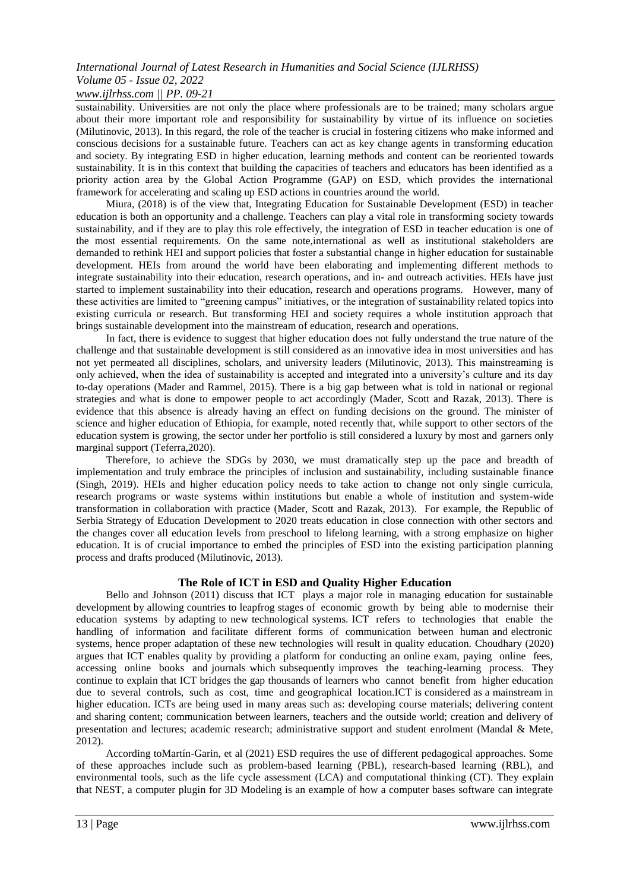sustainability. Universities are not only the place where professionals are to be trained; many scholars argue about their more important role and responsibility for sustainability by virtue of its influence on societies (Milutinovic, 2013). In this regard, the role of the teacher is crucial in fostering citizens who make informed and conscious decisions for a sustainable future. Teachers can act as key change agents in transforming education and society. By integrating ESD in higher education, learning methods and content can be reoriented towards sustainability. It is in this context that building the capacities of teachers and educators has been identified as a priority action area by the Global Action Programme (GAP) on ESD, which provides the international framework for accelerating and scaling up ESD actions in countries around the world.

Miura, (2018) is of the view that, Integrating Education for Sustainable Development (ESD) in teacher education is both an opportunity and a challenge. Teachers can play a vital role in transforming society towards sustainability, and if they are to play this role effectively, the integration of ESD in teacher education is one of the most essential requirements. On the same note,international as well as institutional stakeholders are demanded to rethink HEI and support policies that foster a substantial change in higher education for sustainable development. HEIs from around the world have been elaborating and implementing different methods to integrate sustainability into their education, research operations, and in- and outreach activities. HEIs have just started to implement sustainability into their education, research and operations programs. However, many of these activities are limited to "greening campus" initiatives, or the integration of sustainability related topics into existing curricula or research. But transforming HEI and society requires a whole institution approach that brings sustainable development into the mainstream of education, research and operations.

In fact, there is evidence to suggest that higher education does not fully understand the true nature of the challenge and that sustainable development is still considered as an innovative idea in most universities and has not yet permeated all disciplines, scholars, and university leaders (Milutinovic, 2013). This mainstreaming is only achieved, when the idea of sustainability is accepted and integrated into a university's culture and its day to-day operations (Mader and Rammel, 2015). There is a big gap between what is told in national or regional strategies and what is done to empower people to act accordingly (Mader, Scott and Razak, 2013). There is evidence that this absence is already having an effect on funding decisions on the ground. The minister of science and higher education of Ethiopia, for example, noted recently that, while support to other sectors of the education system is growing, the sector under her portfolio is still considered a luxury by most and garners only marginal support (Teferra,2020).

Therefore, to achieve the SDGs by 2030, we must dramatically step up the pace and breadth of implementation and truly embrace the principles of inclusion and sustainability, including sustainable finance (Singh, 2019). HEIs and higher education policy needs to take action to change not only single curricula, research programs or waste systems within institutions but enable a whole of institution and system-wide transformation in collaboration with practice (Mader, Scott and Razak, 2013). For example, the Republic of Serbia Strategy of Education Development to 2020 treats education in close connection with other sectors and the changes cover all education levels from preschool to lifelong learning, with a strong emphasize on higher education. It is of crucial importance to embed the principles of ESD into the existing participation planning process and drafts produced (Milutinovic, 2013).

## The Role of ICT in ESD and Quality Higher Education

Bello and Johnson (2011) discuss that ICT plays a major role in managing education for sustainable development by allowing countries to leapfrog stages of economic growth by being able to modernise their education systems by adapting to new technological systems. ICT refers to technologies that enable the handling of information and facilitate different forms of communication between human and electronic systems, hence proper adaptation of these new technologies will result in quality education. Choudhary (2020) argues that ICT enables quality by providing a platform for conducting an online exam, paying online fees, accessing online books and journals which subsequently improves the teaching-learning process. They continue to explain that ICT bridges the gap thousands of learners who cannot benefit from higher education due to several controls, such as cost, time and geographical location.ICT is considered as a mainstream in higher education. ICTs are being used in many areas such as: developing course materials; delivering content and sharing content; communication between learners, teachers and the outside world; creation and delivery of presentation and lectures; academic research; administrative support and student enrolment (Mandal & Mete, 2012).

According toMartín-Garin, et al (2021) ESD requires the use of different pedagogical approaches. Some of these approaches include such as problem-based learning (PBL), research-based learning (RBL), and environmental tools, such as the life cycle assessment (LCA) and computational thinking (CT). They explain that NEST, a computer plugin for 3D Modeling is an example of how a computer bases software can integrate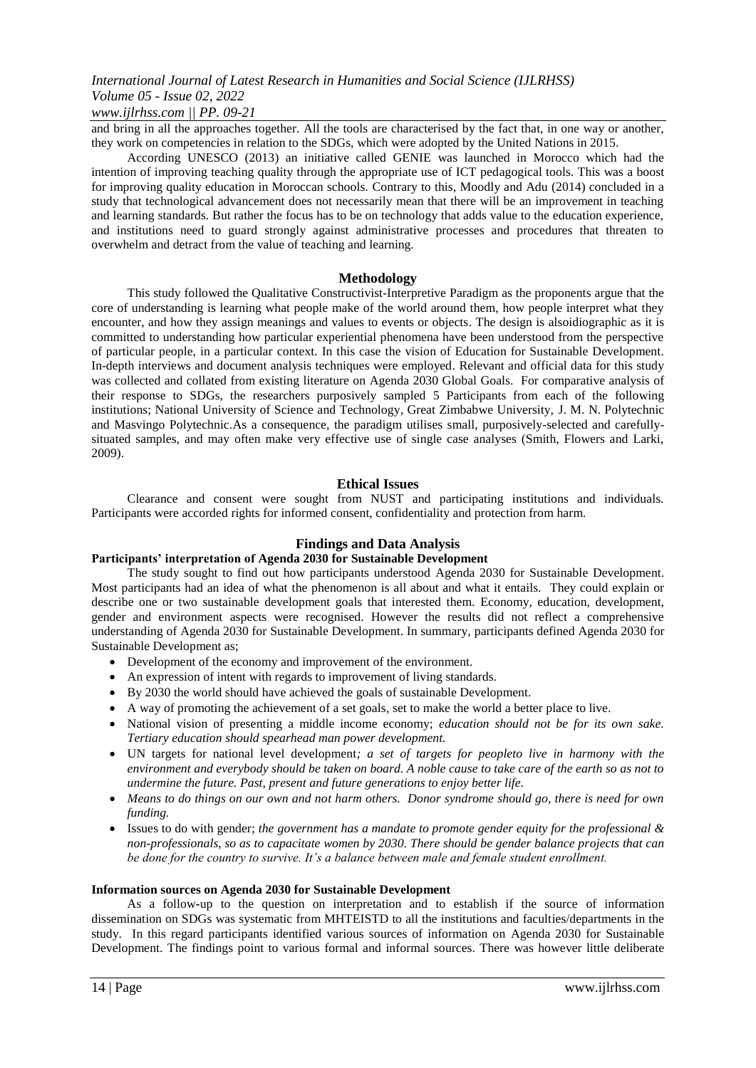and bring in all the approaches together. All the tools are characterised by the fact that, in one way or another, they work on competencies in relation to the SDGs, which were adopted by the United Nations in 2015.

According UNESCO (2013) an initiative called GENIE was launched in Morocco which had the intention of improving teaching quality through the appropriate use of ICT pedagogical tools. This was a boost for improving quality education in Moroccan schools. Contrary to this, Moodly and Adu (2014) concluded in a study that technological advancement does not necessarily mean that there will be an improvement in teaching and learning standards. But rather the focus has to be on technology that adds value to the education experience, and institutions need to guard strongly against administrative processes and procedures that threaten to overwhelm and detract from the value of teaching and learning.

## Methodology

This study followed the Qualitative Constructivist-Interpretive Paradigm as the proponents argue that the core of understanding is learning what people make of the world around them, how people interpret what they encounter, and how they assign meanings and values to events or objects. The design is alsoidiographic as it is committed to understanding how particular experiential phenomena have been understood from the perspective of particular people, in a particular context. In this case the vision of Education for Sustainable Development. In-depth interviews and document analysis techniques were employed. Relevant and official data for this study was collected and collated from existing literature on Agenda 2030 Global Goals. For comparative analysis of their response to SDGs, the researchers purposively sampled 5 Participants from each of the following institutions; National University of Science and Technology, Great Zimbabwe University, J. M. N. Polytechnic and Masvingo Polytechnic.As a consequence, the paradigm utilises small, purposively-selected and carefully-situated samples, and may often make very effective use of single case analyses (Smith, Flowers and Larki, 2009).

## Ethical Issues

Clearance and consent were sought from NUST and participating institutions and individuals. Participants were accorded rights for informed consent, confidentiality and protection from harm.

## Findings and Data Analysis

### Participants' interpretation of Agenda 2030 for Sustainable Development

The study sought to find out how participants understood Agenda 2030 for Sustainable Development. Most participants had an idea of what the phenomenon is all about and what it entails. They could explain or describe one or two sustainable development goals that interested them. Economy, education, development, gender and environment aspects were recognised. However the results did not reflect a comprehensive understanding of Agenda 2030 for Sustainable Development. In summary, participants defined Agenda 2030 for Sustainable Development as;

- Development of the economy and improvement of the environment.
- An expression of intent with regards to improvement of living standards.
- By 2030 the world should have achieved the goals of sustainable Development.
- A way of promoting the achievement of a set goals, set to make the world a better place to live.
- National vision of presenting a middle income economy; *education should not be for its own sake. Tertiary education should spearhead man power development.*
- UN targets for national level development*; a set of targets for peopleto live in harmony with the environment and everybody should be taken on board. A noble cause to take care of the earth so as not to undermine the future. Past, present and future generations to enjoy better life.*
- *Means to do things on our own and not harm others. Donor syndrome should go, there is need for own funding.*
- Issues to do with gender; *the government has a mandate to promote gender equity for the professional & non-professionals, so as to capacitate women by 2030. There should be gender balance projects that can be done for the country to survive. It's a balance between male and female student enrollment.*

### Information sources on Agenda 2030 for Sustainable Development

As a follow-up to the question on interpretation and to establish if the source of information dissemination on SDGs was systematic from MHTEISTD to all the institutions and faculties/departments in the study. In this regard participants identified various sources of information on Agenda 2030 for Sustainable Development. The findings point to various formal and informal sources. There was however little deliberate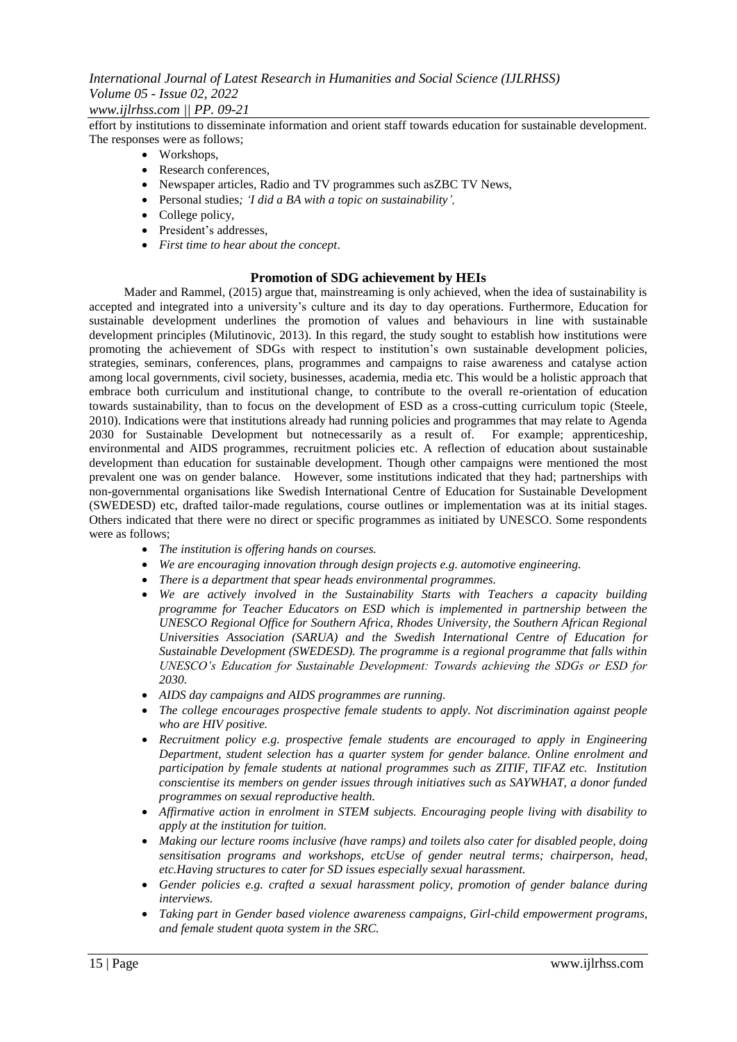effort by institutions to disseminate information and orient staff towards education for sustainable development. The responses were as follows;

- Workshops,
- Research conferences,
- Newspaper articles, Radio and TV programmes such asZBC TV News,
- Personal studies*; 'I did a BA with a topic on sustainability',*
- College policy,
- President's addresses,
- *First time to hear about the concept*.

### Promotion of SDG achievement by HEIs

Mader and Rammel, (2015) argue that, mainstreaming is only achieved, when the idea of sustainability is accepted and integrated into a university's culture and its day to day operations. Furthermore, Education for sustainable development underlines the promotion of values and behaviours in line with sustainable development principles (Milutinovic, 2013). In this regard, the study sought to establish how institutions were promoting the achievement of SDGs with respect to institution's own sustainable development policies, strategies, seminars, conferences, plans, programmes and campaigns to raise awareness and catalyse action among local governments, civil society, businesses, academia, media etc. This would be a holistic approach that embrace both curriculum and institutional change, to contribute to the overall re-orientation of education towards sustainability, than to focus on the development of ESD as a cross-cutting curriculum topic (Steele, 2010). Indications were that institutions already had running policies and programmes that may relate to Agenda 2030 for Sustainable Development but notnecessarily as a result of. For example; apprenticeship, environmental and AIDS programmes, recruitment policies etc. A reflection of education about sustainable development than education for sustainable development. Though other campaigns were mentioned the most prevalent one was on gender balance. However, some institutions indicated that they had; partnerships with non-governmental organisations like Swedish International Centre of Education for Sustainable Development (SWEDESD) etc, drafted tailor-made regulations, course outlines or implementation was at its initial stages. Others indicated that there were no direct or specific programmes as initiated by UNESCO. Some respondents were as follows;

- *The institution is offering hands on courses.*
- *We are encouraging innovation through design projects e.g. automotive engineering.*
- *There is a department that spear heads environmental programmes.*
- *We are actively involved in the Sustainability Starts with Teachers a capacity building programme for Teacher Educators on ESD which is implemented in partnership between the UNESCO Regional Office for Southern Africa, Rhodes University, the Southern African Regional Universities Association (SARUA) and the Swedish International Centre of Education for Sustainable Development (SWEDESD). The programme is a regional programme that falls within UNESCO's Education for Sustainable Development: Towards achieving the SDGs or ESD for 2030.*
- *AIDS day campaigns and AIDS programmes are running.*
- *The college encourages prospective female students to apply. Not discrimination against people who are HIV positive.*
- *Recruitment policy e.g. prospective female students are encouraged to apply in Engineering Department, student selection has a quarter system for gender balance. Online enrolment and participation by female students at national programmes such as ZITIF, TIFAZ etc. Institution conscientise its members on gender issues through initiatives such as SAYWHAT, a donor funded programmes on sexual reproductive health.*
- *Affirmative action in enrolment in STEM subjects. Encouraging people living with disability to apply at the institution for tuition.*
- *Making our lecture rooms inclusive (have ramps) and toilets also cater for disabled people, doing sensitisation programs and workshops, etcUse of gender neutral terms; chairperson, head, etc.Having structures to cater for SD issues especially sexual harassment.*
- *Gender policies e.g. crafted a sexual harassment policy, promotion of gender balance during interviews.*
- *Taking part in Gender based violence awareness campaigns, Girl-child empowerment programs, and female student quota system in the SRC.*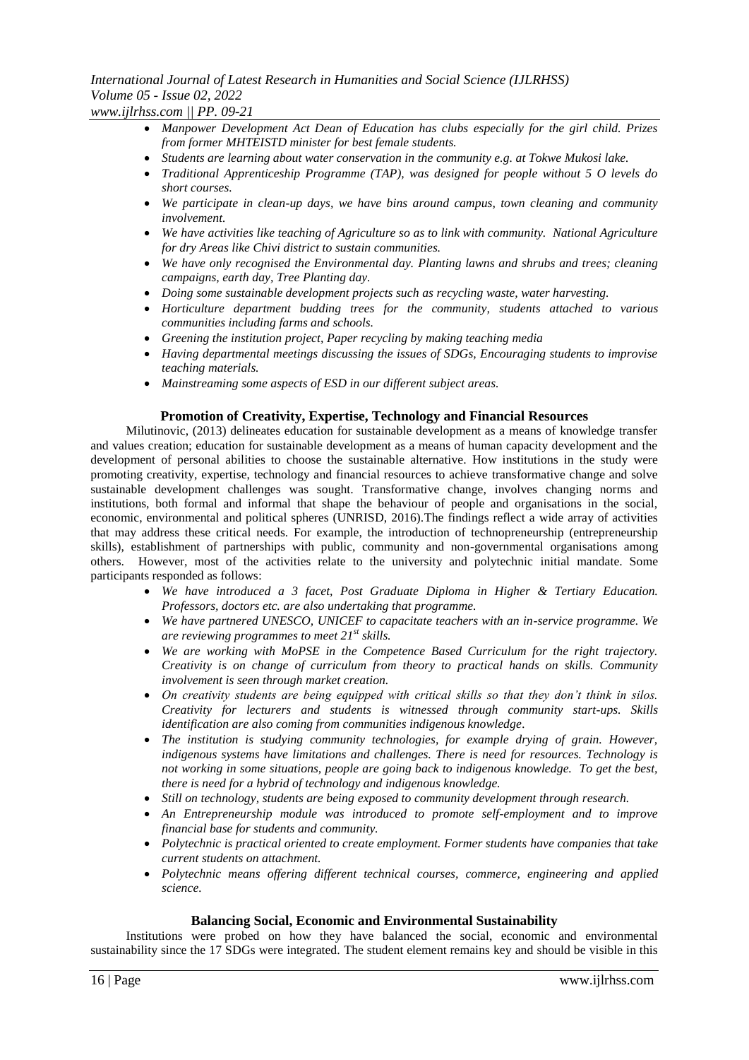- *Manpower Development Act Dean of Education has clubs especially for the girl child. Prizes from former MHTEISTD minister for best female students.*
- *Students are learning about water conservation in the community e.g. at Tokwe Mukosi lake.*
- *Traditional Apprenticeship Programme (TAP), was designed for people without 5 O levels do short courses.*
- *We participate in clean-up days, we have bins around campus, town cleaning and community involvement.*
- *We have activities like teaching of Agriculture so as to link with community. National Agriculture for dry Areas like Chivi district to sustain communities.*
- *We have only recognised the Environmental day. Planting lawns and shrubs and trees; cleaning campaigns, earth day, Tree Planting day.*
- *Doing some sustainable development projects such as recycling waste, water harvesting.*
- *Horticulture department budding trees for the community, students attached to various communities including farms and schools.*
- *Greening the institution project, Paper recycling by making teaching media*
- *Having departmental meetings discussing the issues of SDGs, Encouraging students to improvise teaching materials.*
- *Mainstreaming some aspects of ESD in our different subject areas.*

### Promotion of Creativity, Expertise, Technology and Financial Resources

Milutinovic, (2013) delineates education for sustainable development as a means of knowledge transfer and values creation; education for sustainable development as a means of human capacity development and the development of personal abilities to choose the sustainable alternative. How institutions in the study were promoting creativity, expertise, technology and financial resources to achieve transformative change and solve sustainable development challenges was sought. Transformative change, involves changing norms and institutions, both formal and informal that shape the behaviour of people and organisations in the social, economic, environmental and political spheres (UNRISD, 2016).The findings reflect a wide array of activities that may address these critical needs. For example, the introduction of technopreneurship (entrepreneurship skills), establishment of partnerships with public, community and non-governmental organisations among others. However, most of the activities relate to the university and polytechnic initial mandate. Some participants responded as follows:

- *We have introduced a 3 facet, Post Graduate Diploma in Higher & Tertiary Education. Professors, doctors etc. are also undertaking that programme.*
- *We have partnered UNESCO, UNICEF to capacitate teachers with an in-service programme. We are reviewing programmes to meet 21st skills.*
- *We are working with MoPSE in the Competence Based Curriculum for the right trajectory. Creativity is on change of curriculum from theory to practical hands on skills. Community involvement is seen through market creation.*
- *On creativity students are being equipped with critical skills so that they don't think in silos. Creativity for lecturers and students is witnessed through community start-ups. Skills identification are also coming from communities indigenous knowledge.*
- *The institution is studying community technologies, for example drying of grain. However, indigenous systems have limitations and challenges. There is need for resources. Technology is not working in some situations, people are going back to indigenous knowledge. To get the best, there is need for a hybrid of technology and indigenous knowledge.*
- *Still on technology, students are being exposed to community development through research.*
- *An Entrepreneurship module was introduced to promote self-employment and to improve financial base for students and community.*
- *Polytechnic is practical oriented to create employment. Former students have companies that take current students on attachment.*
- *Polytechnic means offering different technical courses, commerce, engineering and applied science.*

### Balancing Social, Economic and Environmental Sustainability

Institutions were probed on how they have balanced the social, economic and environmental sustainability since the 17 SDGs were integrated. The student element remains key and should be visible in this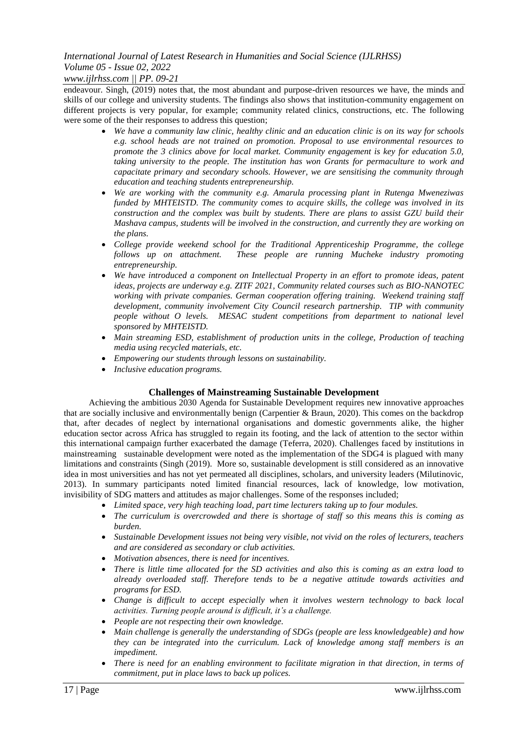endeavour. Singh, (2019) notes that, the most abundant and purpose-driven resources we have, the minds and skills of our college and university students. The findings also shows that institution-community engagement on different projects is very popular, for example; community related clinics, constructions, etc. The following were some of the their responses to address this question;

- *We have a community law clinic, healthy clinic and an education clinic is on its way for schools e.g. school heads are not trained on promotion. Proposal to use environmental resources to promote the 3 clinics above for local market. Community engagement is key for education 5.0, taking university to the people. The institution has won Grants for permaculture to work and capacitate primary and secondary schools. However, we are sensitising the community through education and teaching students entrepreneurship.*
- *We are working with the community e.g. Amarula processing plant in Rutenga Mweneziwas funded by MHTEISTD. The community comes to acquire skills, the college was involved in its construction and the complex was built by students. There are plans to assist GZU build their Mashava campus, students will be involved in the construction, and currently they are working on the plans.*
- *College provide weekend school for the Traditional Apprenticeship Programme, the college follows up on attachment. These people are running Mucheke industry promoting entrepreneurship.*
- *We have introduced a component on Intellectual Property in an effort to promote ideas, patent ideas, projects are underway e.g. ZITF 2021, Community related courses such as BIO-NANOTEC working with private companies. German cooperation offering training. Weekend training staff development, community involvement City Council research partnership. TIP with community people without O levels. MESAC student competitions from department to national level sponsored by MHTEISTD.*
- *Main streaming ESD, establishment of production units in the college, Production of teaching media using recycled materials, etc.*
- *Empowering our students through lessons on sustainability.*
- *Inclusive education programs.*

## Challenges of Mainstreaming Sustainable Development

Achieving the ambitious 2030 Agenda for Sustainable Development requires new innovative approaches that are socially inclusive and environmentally benign (Carpentier & Braun, 2020). This comes on the backdrop that, after decades of neglect by international organisations and domestic governments alike, the higher education sector across Africa has struggled to regain its footing, and the lack of attention to the sector within this international campaign further exacerbated the damage (Teferra, 2020). Challenges faced by institutions in mainstreaming sustainable development were noted as the implementation of the SDG4 is plagued with many limitations and constraints (Singh (2019). More so, sustainable development is still considered as an innovative idea in most universities and has not yet permeated all disciplines, scholars, and university leaders (Milutinovic, 2013). In summary participants noted limited financial resources, lack of knowledge, low motivation, invisibility of SDG matters and attitudes as major challenges. Some of the responses included;

- *Limited space, very high teaching load, part time lecturers taking up to four modules.*
- *The curriculum is overcrowded and there is shortage of staff so this means this is coming as burden.*
- *Sustainable Development issues not being very visible, not vivid on the roles of lecturers, teachers and are considered as secondary or club activities.*
- *Motivation absences, there is need for incentives.*
- *There is little time allocated for the SD activities and also this is coming as an extra load to already overloaded staff. Therefore tends to be a negative attitude towards activities and programs for ESD.*
- *Change is difficult to accept especially when it involves western technology to back local activities. Turning people around is difficult, it's a challenge.*
- *People are not respecting their own knowledge.*
- *Main challenge is generally the understanding of SDGs (people are less knowledgeable) and how they can be integrated into the curriculum. Lack of knowledge among staff members is an impediment.*
- *There is need for an enabling environment to facilitate migration in that direction, in terms of commitment, put in place laws to back up polices.*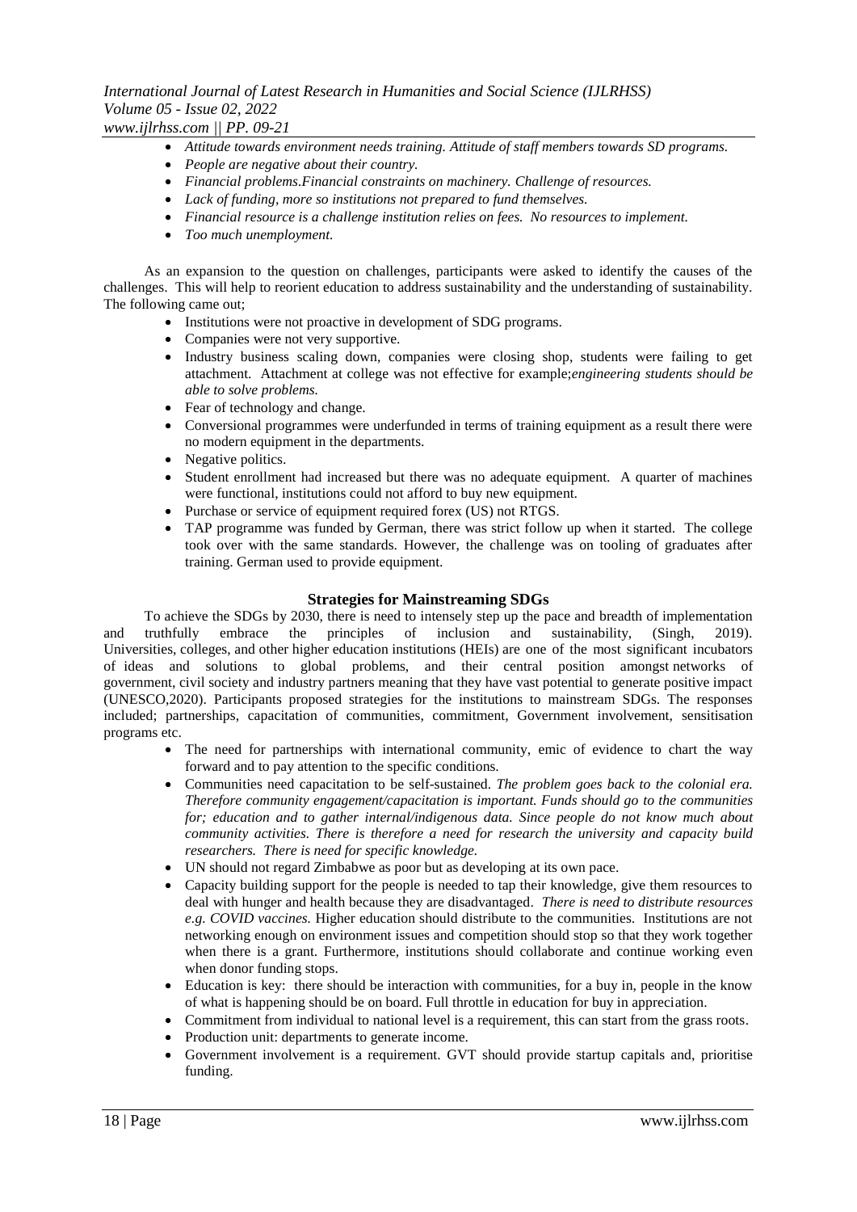- *Attitude towards environment needs training. Attitude of staff members towards SD programs.*
- *People are negative about their country.*
- *Financial problems.Financial constraints on machinery. Challenge of resources.*
- *Lack of funding, more so institutions not prepared to fund themselves.*
- *Financial resource is a challenge institution relies on fees. No resources to implement.*
- *Too much unemployment.*

As an expansion to the question on challenges, participants were asked to identify the causes of the challenges. This will help to reorient education to address sustainability and the understanding of sustainability. The following came out;

- Institutions were not proactive in development of SDG programs.
- Companies were not very supportive.
- Industry business scaling down, companies were closing shop, students were failing to get attachment. Attachment at college was not effective for example;*engineering students should be able to solve problems.*
- Fear of technology and change.
- Conversional programmes were underfunded in terms of training equipment as a result there were no modern equipment in the departments.
- Negative politics.
- Student enrollment had increased but there was no adequate equipment. A quarter of machines were functional, institutions could not afford to buy new equipment.
- Purchase or service of equipment required forex (US) not RTGS.
- TAP programme was funded by German, there was strict follow up when it started. The college took over with the same standards. However, the challenge was on tooling of graduates after training. German used to provide equipment.

### Strategies for Mainstreaming SDGs

To achieve the SDGs by 2030, there is need to intensely step up the pace and breadth of implementation and truthfully embrace the principles of inclusion and sustainability, (Singh, 2019). Universities, colleges, and other higher education institutions (HEIs) are one of the most significant incubators of ideas and solutions to global problems, and their central position amongst networks of government, civil society and industry partners meaning that they have vast potential to generate positive impact (UNESCO,2020). Participants proposed strategies for the institutions to mainstream SDGs. The responses included; partnerships, capacitation of communities, commitment, Government involvement, sensitisation programs etc.

- The need for partnerships with international community, emic of evidence to chart the way forward and to pay attention to the specific conditions.
- Communities need capacitation to be self-sustained. *The problem goes back to the colonial era. Therefore community engagement/capacitation is important. Funds should go to the communities for; education and to gather internal/indigenous data. Since people do not know much about community activities. There is therefore a need for research the university and capacity build researchers. There is need for specific knowledge.*
- UN should not regard Zimbabwe as poor but as developing at its own pace.
- Capacity building support for the people is needed to tap their knowledge, give them resources to deal with hunger and health because they are disadvantaged. *There is need to distribute resources e.g. COVID vaccines.* Higher education should distribute to the communities. Institutions are not networking enough on environment issues and competition should stop so that they work together when there is a grant. Furthermore, institutions should collaborate and continue working even when donor funding stops.
- Education is key: there should be interaction with communities, for a buy in, people in the know of what is happening should be on board. Full throttle in education for buy in appreciation.
- Commitment from individual to national level is a requirement, this can start from the grass roots.
- Production unit: departments to generate income.
- Government involvement is a requirement. GVT should provide startup capitals and, prioritise funding.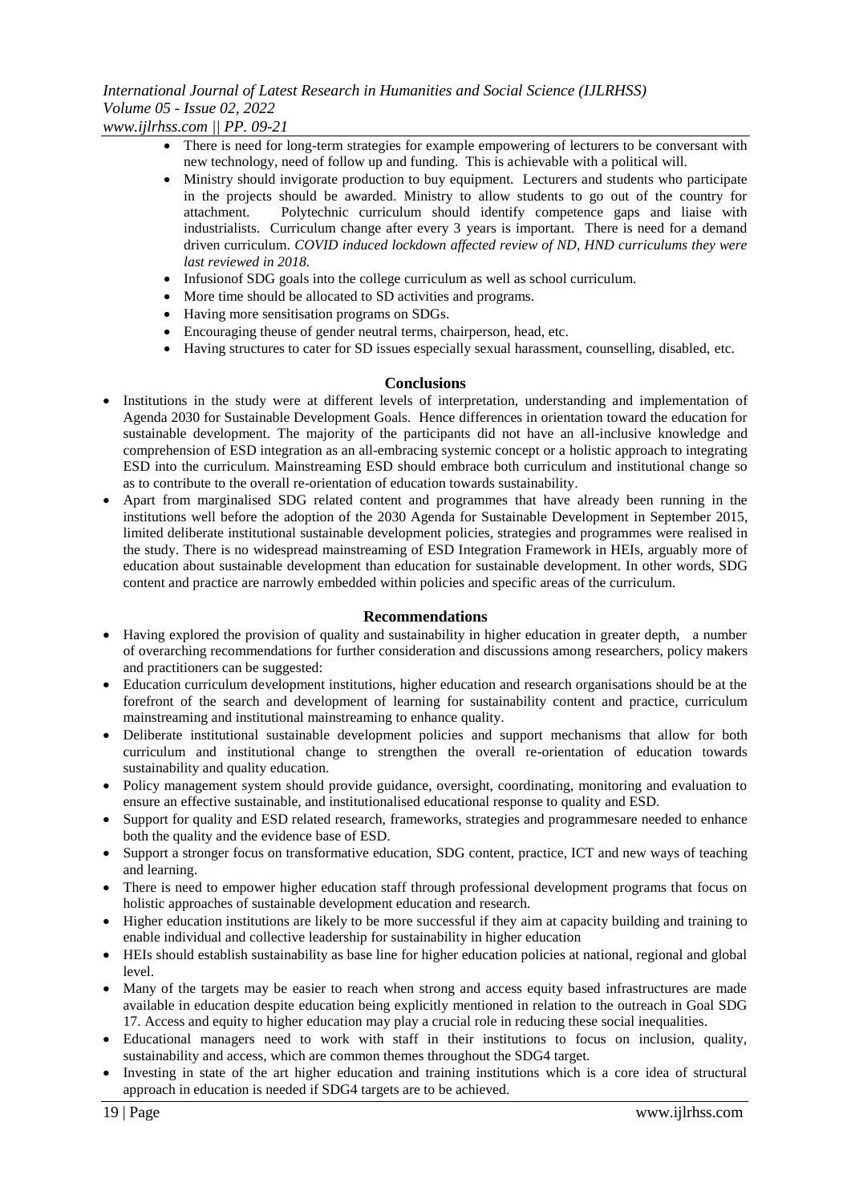- There is need for long-term strategies for example empowering of lecturers to be conversant with new technology, need of follow up and funding. This is achievable with a political will.
- Ministry should invigorate production to buy equipment. Lecturers and students who participate in the projects should be awarded. Ministry to allow students to go out of the country for attachment. Polytechnic curriculum should identify competence gaps and liaise with industrialists. Curriculum change after every 3 years is important. There is need for a demand driven curriculum. *COVID induced lockdown affected review of ND, HND curriculums they were last reviewed in 2018.*
- Infusionof SDG goals into the college curriculum as well as school curriculum.
- More time should be allocated to SD activities and programs.
- Having more sensitisation programs on SDGs.
- Encouraging theuse of gender neutral terms, chairperson, head, etc.
- Having structures to cater for SD issues especially sexual harassment, counselling, disabled, etc.

### Conclusions

- Institutions in the study were at different levels of interpretation, understanding and implementation of Agenda 2030 for Sustainable Development Goals. Hence differences in orientation toward the education for sustainable development. The majority of the participants did not have an all-inclusive knowledge and comprehension of ESD integration as an all-embracing systemic concept or a holistic approach to integrating ESD into the curriculum. Mainstreaming ESD should embrace both curriculum and institutional change so as to contribute to the overall re-orientation of education towards sustainability.
- Apart from marginalised SDG related content and programmes that have already been running in the institutions well before the adoption of the 2030 Agenda for Sustainable Development in September 2015, limited deliberate institutional sustainable development policies, strategies and programmes were realised in the study. There is no widespread mainstreaming of ESD Integration Framework in HEIs, arguably more of education about sustainable development than education for sustainable development. In other words, SDG content and practice are narrowly embedded within policies and specific areas of the curriculum.

### Recommendations

- Having explored the provision of quality and sustainability in higher education in greater depth, a number of overarching recommendations for further consideration and discussions among researchers, policy makers and practitioners can be suggested:
- Education curriculum development institutions, higher education and research organisations should be at the forefront of the search and development of learning for sustainability content and practice, curriculum mainstreaming and institutional mainstreaming to enhance quality.
- Deliberate institutional sustainable development policies and support mechanisms that allow for both curriculum and institutional change to strengthen the overall re-orientation of education towards sustainability and quality education.
- Policy management system should provide guidance, oversight, coordinating, monitoring and evaluation to ensure an effective sustainable, and institutionalised educational response to quality and ESD.
- Support for quality and ESD related research, frameworks, strategies and programmesare needed to enhance both the quality and the evidence base of ESD.
- Support a stronger focus on transformative education, SDG content, practice, ICT and new ways of teaching and learning.
- There is need to empower higher education staff through professional development programs that focus on holistic approaches of sustainable development education and research.
- Higher education institutions are likely to be more successful if they aim at capacity building and training to enable individual and collective leadership for sustainability in higher education
- HEIs should establish sustainability as base line for higher education policies at national, regional and global level.
- Many of the targets may be easier to reach when strong and access equity based infrastructures are made available in education despite education being explicitly mentioned in relation to the outreach in Goal SDG 17. Access and equity to higher education may play a crucial role in reducing these social inequalities.
- Educational managers need to work with staff in their institutions to focus on inclusion, quality, sustainability and access, which are common themes throughout the SDG4 target.
- Investing in state of the art higher education and training institutions which is a core idea of structural approach in education is needed if SDG4 targets are to be achieved.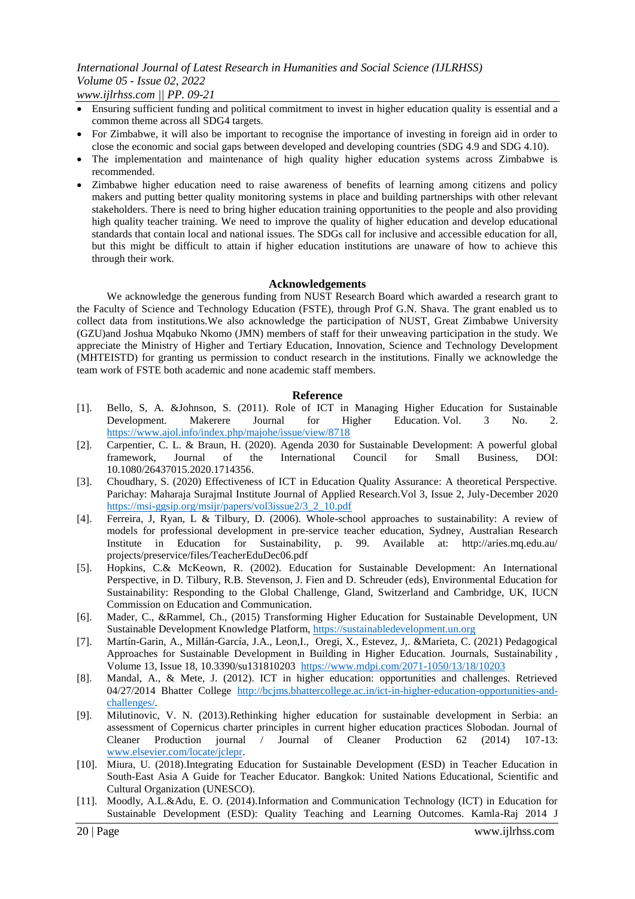- Ensuring sufficient funding and political commitment to invest in higher education quality is essential and a common theme across all SDG4 targets.
- For Zimbabwe, it will also be important to recognise the importance of investing in foreign aid in order to close the economic and social gaps between developed and developing countries (SDG 4.9 and SDG 4.10).
- The implementation and maintenance of high quality higher education systems across Zimbabwe is recommended.
- Zimbabwe higher education need to raise awareness of benefits of learning among citizens and policy makers and putting better quality monitoring systems in place and building partnerships with other relevant stakeholders. There is need to bring higher education training opportunities to the people and also providing high quality teacher training. We need to improve the quality of higher education and develop educational standards that contain local and national issues. The SDGs call for inclusive and accessible education for all, but this might be difficult to attain if higher education institutions are unaware of how to achieve this through their work.

## Acknowledgements

We acknowledge the generous funding from NUST Research Board which awarded a research grant to the Faculty of Science and Technology Education (FSTE), through Prof G.N. Shava. The grant enabled us to collect data from institutions.We also acknowledge the participation of NUST, Great Zimbabwe University (GZU)and Joshua Mqabuko Nkomo (JMN) members of staff for their unweaving participation in the study. We appreciate the Ministry of Higher and Tertiary Education, Innovation, Science and Technology Development (MHTEISTD) for granting us permission to conduct research in the institutions. Finally we acknowledge the team work of FSTE both academic and none academic staff members.

## Reference

[1]. Bello, S, A. &Johnson, S. (2011). Role of ICT in Managing Higher Education for Sustainable Development. Makerere Journal for Higher Education. Vol. 3 No. 2. https://www.ajol.info/index.php/majohe/issue/view/8718

[2]. Carpentier, C. L. & Braun, H. (2020). Agenda 2030 for Sustainable Development: A powerful global framework, Journal of the International Council for Small Business, DOI: 10.1080/26437015.2020.1714356.

[3]. Choudhary, S. (2020) Effectiveness of ICT in Education Quality Assurance: A theoretical Perspective. Parichay: Maharaja Surajmal Institute Journal of Applied Research.Vol 3, Issue 2, July-December 2020 https://msi-ggsip.org/msijr/papers/vol3issue2/3_2_10.pdf

[4]. Ferreira, J, Ryan, L & Tilbury, D. (2006). Whole-school approaches to sustainability: A review of models for professional development in pre-service teacher education, Sydney, Australian Research Institute in Education for Sustainability, p. 99. Available at: http://aries.mq.edu.au/ projects/preservice/files/TeacherEduDec06.pdf

[5]. Hopkins, C.& McKeown, R. (2002). Education for Sustainable Development: An International Perspective, in D. Tilbury, R.B. Stevenson, J. Fien and D. Schreuder (eds), Environmental Education for Sustainability: Responding to the Global Challenge, Gland, Switzerland and Cambridge, UK, IUCN Commission on Education and Communication.

[6]. Mader, C., &Rammel, Ch., (2015) Transforming Higher Education for Sustainable Development, UN Sustainable Development Knowledge Platform, https://sustainabledevelopment.un.org

[7]. Martín-Garin, A., Millán-García, J.A., Leon,I., Oregi, X., Estevez, J,. &Marieta, C. (2021) Pedagogical Approaches for Sustainable Development in Building in Higher Education. Journals, Sustainability , Volume 13, Issue 18, 10.3390/su131810203 https://www.mdpi.com/2071-1050/13/18/10203

[8]. Mandal, A., & Mete, J. (2012). ICT in higher education: opportunities and challenges. Retrieved 04/27/2014 Bhatter College http://bcjms.bhattercollege.ac.in/ict-in-higher-education-opportunities-and-challenges/.

[9]. Milutinovic, V. N. (2013).Rethinking higher education for sustainable development in Serbia: an assessment of Copernicus charter principles in current higher education practices Slobodan. Journal of Cleaner Production journal / Journal of Cleaner Production 62 (2014) 107-13: www.elsevier.com/locate/jclepr.

[10]. Miura, U. (2018).Integrating Education for Sustainable Development (ESD) in Teacher Education in South-East Asia A Guide for Teacher Educator. Bangkok: United Nations Educational, Scientific and Cultural Organization (UNESCO).

[11]. Moodly, A.L.&Adu, E. O. (2014).Information and Communication Technology (ICT) in Education for Sustainable Development (ESD): Quality Teaching and Learning Outcomes. Kamla-Raj 2014 J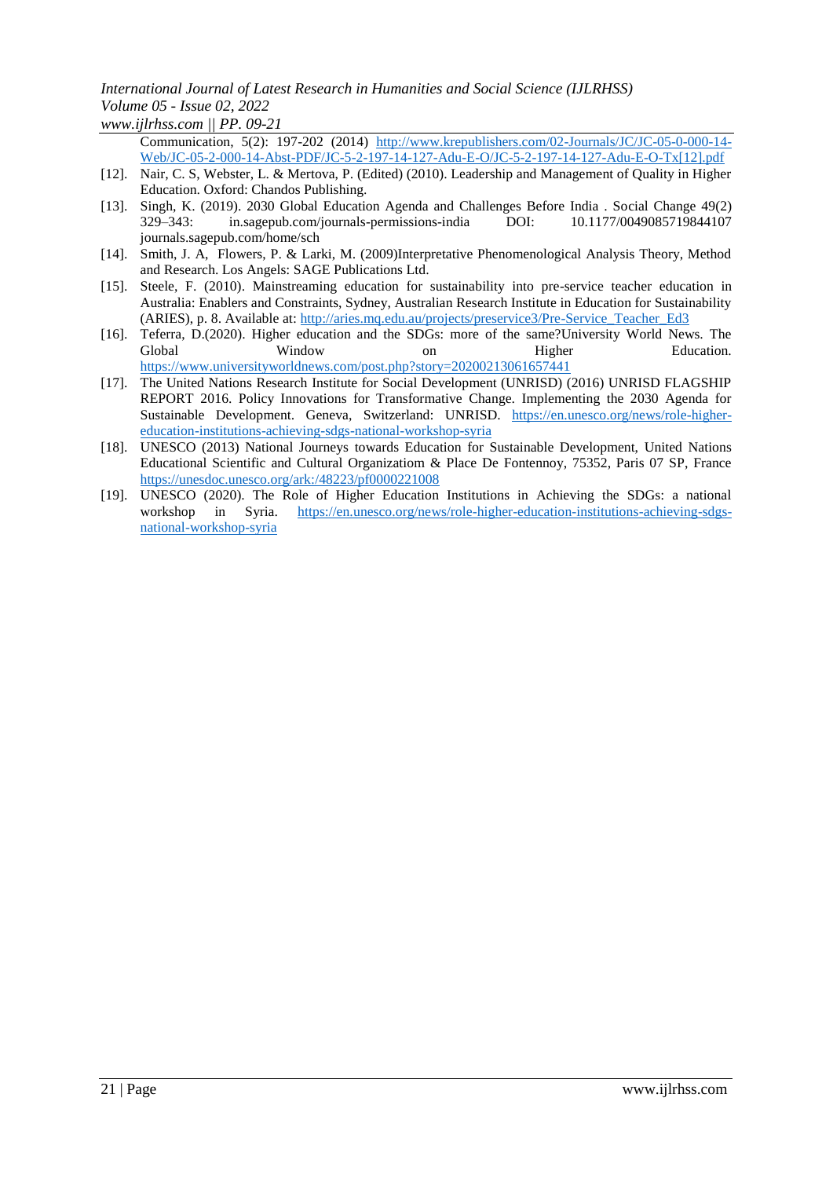Communication, 5(2): 197-202 (2014) http://www.krepublishers.com/02-Journals/JC/JC-05-0-000-14-Web/JC-05-2-000-14-Abst-PDF/JC-5-2-197-14-127-Adu-E-O/JC-5-2-197-14-127-Adu-E-O-Tx[12].pdf

[12]. Nair, C. S, Webster, L. & Mertova, P. (Edited) (2010). Leadership and Management of Quality in Higher Education. Oxford: Chandos Publishing.

[13]. Singh, K. (2019). 2030 Global Education Agenda and Challenges Before India . Social Change 49(2) 329–343: in.sagepub.com/journals-permissions-india DOI: 10.1177/0049085719844107 journals.sagepub.com/home/sch

[14]. Smith, J. A, Flowers, P. & Larki, M. (2009)Interpretative Phenomenological Analysis Theory, Method and Research. Los Angels: SAGE Publications Ltd.

[15]. Steele, F. (2010). Mainstreaming education for sustainability into pre-service teacher education in Australia: Enablers and Constraints, Sydney, Australian Research Institute in Education for Sustainability (ARIES), p. 8. Available at: http://aries.mq.edu.au/projects/preservice3/Pre-Service_Teacher_Ed3

[16]. Teferra, D.(2020). Higher education and the SDGs: more of the same?University World News. The Global Window on Higher Education. https://www.universityworldnews.com/post.php?story=20200213061657441

[17]. The United Nations Research Institute for Social Development (UNRISD) (2016) UNRISD FLAGSHIP REPORT 2016. Policy Innovations for Transformative Change. Implementing the 2030 Agenda for Sustainable Development. Geneva, Switzerland: UNRISD. https://en.unesco.org/news/role-higher-education-institutions-achieving-sdgs-national-workshop-syria

[18]. UNESCO (2013) National Journeys towards Education for Sustainable Development, United Nations Educational Scientific and Cultural Organizatiom & Place De Fontennoy, 75352, Paris 07 SP, France https://unesdoc.unesco.org/ark:/48223/pf0000221008

[19]. UNESCO (2020). The Role of Higher Education Institutions in Achieving the SDGs: a national workshop in Syria. https://en.unesco.org/news/role-higher-education-institutions-achieving-sdgs-national-workshop-syria